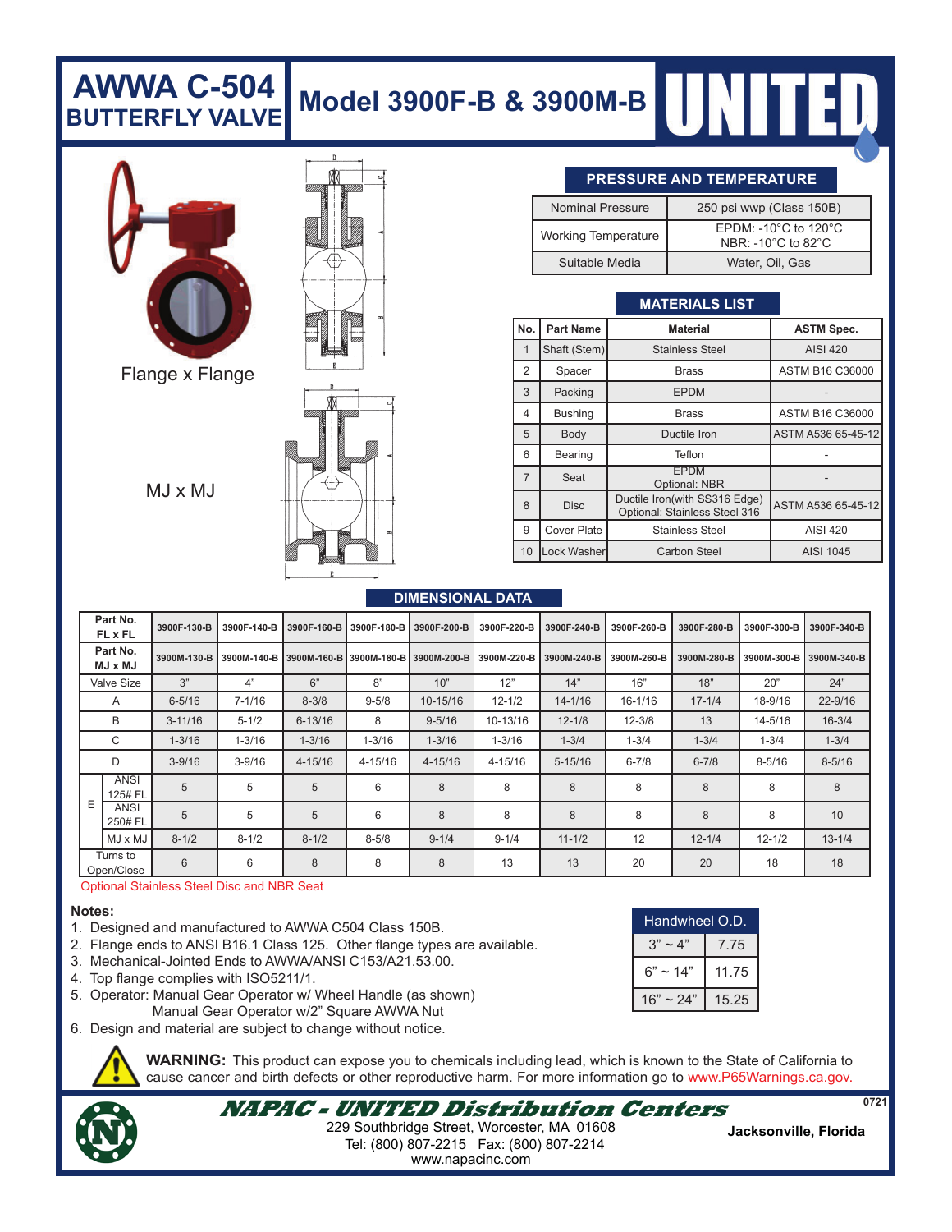# AWWA C-504 BUTTERFLY VALVE

# Model 3900F-B & 3900M-B

UNITED

Flange x Flange

MJ x MJ

## PRESSURE AND TEMPERATURE

| | |
|---|---|
| Nominal Pressure | 250 psi wwp (Class 150B) |
| Working Temperature | EPDM: -10°C to 120°C<br>NBR: -10°C to 82°C |
| Suitable Media | Water, Oil, Gas |

## MATERIALS LIST

| No. | Part Name | Material | ASTM Spec. |
|---|---|---|---|
| 1 | Shaft (Stem) | Stainless Steel | AISI 420 |
| 2 | Spacer | Brass | ASTM B16 C36000 |
| 3 | Packing | EPDM | - |
| 4 | Bushing | Brass | ASTM B16 C36000 |
| 5 | Body | Ductile Iron | ASTM A536 65-45-12 |
| 6 | Bearing | Teflon | - |
| 7 | Seat | EPDM<br>Optional: NBR | - |
| 8 | Disc | Ductile Iron(with SS316 Edge)<br>Optional: Stainless Steel 316 | ASTM A536 65-45-12 |
| 9 | Cover Plate | Stainless Steel | AISI 420 |
| 10 | Lock Washer | Carbon Steel | AISI 1045 |

## DIMENSIONAL DATA

| Part No. FL x FL | | 3900F-130-B | 3900F-140-B | 3900F-160-B | 3900F-180-B | 3900F-200-B | 3900F-220-B | 3900F-240-B | 3900F-260-B | 3900F-280-B | 3900F-300-B | 3900F-340-B |
|---|---|---|---|---|---|---|---|---|---|---|---|---|
| Part No. MJ x MJ | | 3900M-130-B | 3900M-140-B | 3900M-160-B | 3900M-180-B | 3900M-200-B | 3900M-220-B | 3900M-240-B | 3900M-260-B | 3900M-280-B | 3900M-300-B | 3900M-340-B |
| Valve Size | | 3" | 4" | 6" | 8" | 10" | 12" | 14" | 16" | 18" | 20" | 24" |
| A | | 6-5/16 | 7-1/16 | 8-3/8 | 9-5/8 | 10-15/16 | 12-1/2 | 14-1/16 | 16-1/16 | 17-1/4 | 18-9/16 | 22-9/16 |
| B | | 3-11/16 | 5-1/2 | 6-13/16 | 8 | 9-5/16 | 10-13/16 | 12-1/8 | 12-3/8 | 13 | 14-5/16 | 16-3/4 |
| C | | 1-3/16 | 1-3/16 | 1-3/16 | 1-3/16 | 1-3/16 | 1-3/16 | 1-3/4 | 1-3/4 | 1-3/4 | 1-3/4 | 1-3/4 |
| D | | 3-9/16 | 3-9/16 | 4-15/16 | 4-15/16 | 4-15/16 | 4-15/16 | 5-15/16 | 6-7/8 | 6-7/8 | 8-5/16 | 8-5/16 |
| E | ANSI 125# FL | 5 | 5 | 5 | 6 | 8 | 8 | 8 | 8 | 8 | 8 | 8 |
| | ANSI 250# FL | 5 | 5 | 5 | 6 | 8 | 8 | 8 | 8 | 8 | 8 | 10 |
| | MJ x MJ | 8-1/2 | 8-1/2 | 8-1/2 | 8-5/8 | 9-1/4 | 9-1/4 | 11-1/2 | 12 | 12-1/4 | 12-1/2 | 13-1/4 |
| Turns to Open/Close | | 6 | 6 | 8 | 8 | 8 | 13 | 13 | 20 | 20 | 18 | 18 |

Optional Stainless Steel Disc and NBR Seat

**Notes:**

1. Designed and manufactured to AWWA C504 Class 150B.
2. Flange ends to ANSI B16.1 Class 125. Other flange types are available.
3. Mechanical-Jointed Ends to AWWA/ANSI C153/A21.53.00.
4. Top flange complies with ISO5211/1.
5. Operator: Manual Gear Operator w/ Wheel Handle (as shown)
   Manual Gear Operator w/2" Square AWWA Nut
6. Design and material are subject to change without notice.

| Handwheel O.D. | |
|---|---|
| 3" ~ 4" | 7.75 |
| 6" ~ 14" | 11.75 |
| 16" ~ 24" | 15.25 |

**WARNING:** This product can expose you to chemicals including lead, which is known to the State of California to cause cancer and birth defects or other reproductive harm. For more information go to www.P65Warnings.ca.gov.

***NAPAC - UNITED Distribution Centers***

229 Southbridge Street, Worcester, MA 01608
Tel: (800) 807-2215 Fax: (800) 807-2214
www.napacinc.com

**Jacksonville, Florida**

0721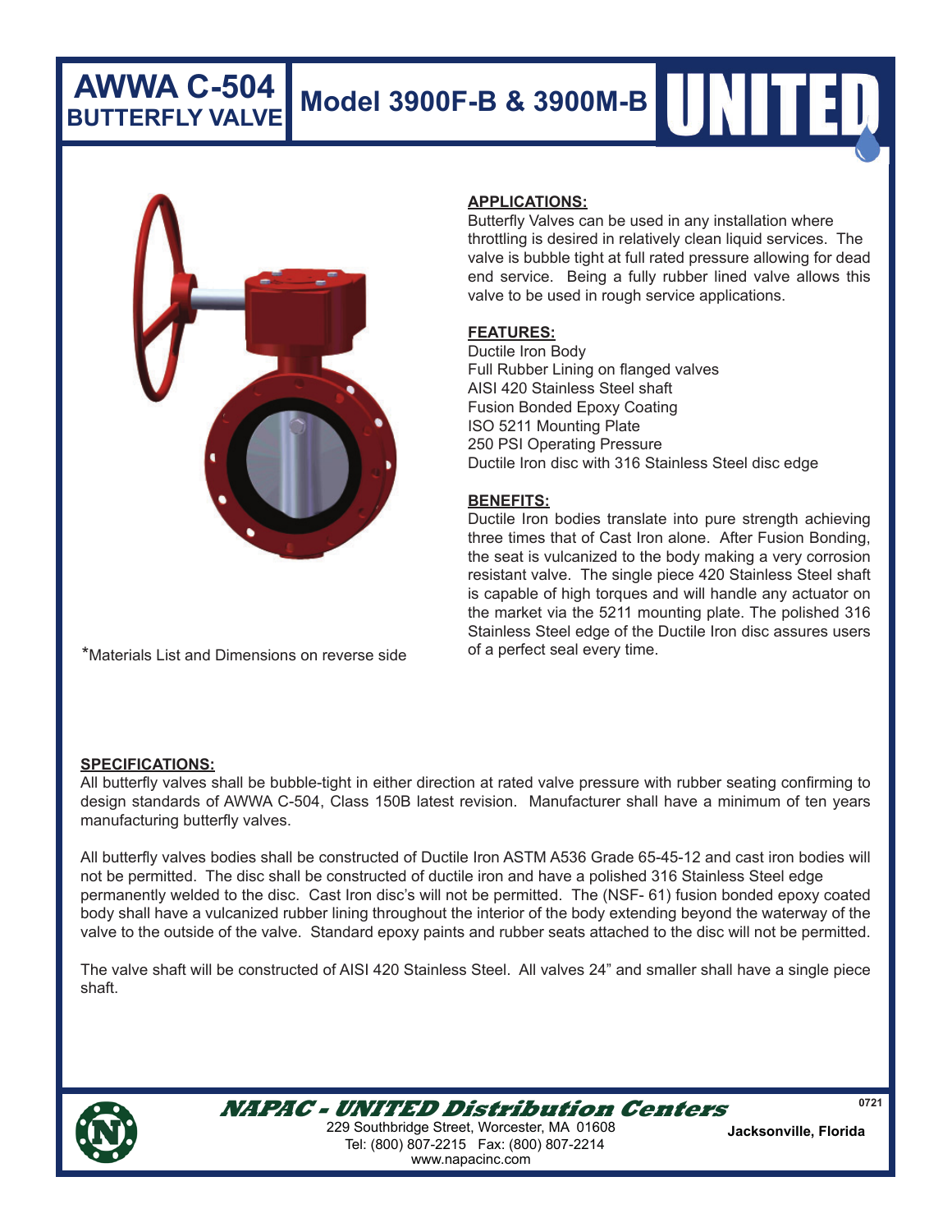# AWWA C-504 BUTTERFLY VALVE

## Model 3900F-B & 3900M-B

UNITED

\*Materials List and Dimensions on reverse side

### APPLICATIONS:

Butterfly Valves can be used in any installation where throttling is desired in relatively clean liquid services. The valve is bubble tight at full rated pressure allowing for dead end service. Being a fully rubber lined valve allows this valve to be used in rough service applications.

### FEATURES:

Ductile Iron Body
Full Rubber Lining on flanged valves
AISI 420 Stainless Steel shaft
Fusion Bonded Epoxy Coating
ISO 5211 Mounting Plate
250 PSI Operating Pressure
Ductile Iron disc with 316 Stainless Steel disc edge

### BENEFITS:

Ductile Iron bodies translate into pure strength achieving three times that of Cast Iron alone. After Fusion Bonding, the seat is vulcanized to the body making a very corrosion resistant valve. The single piece 420 Stainless Steel shaft is capable of high torques and will handle any actuator on the market via the 5211 mounting plate. The polished 316 Stainless Steel edge of the Ductile Iron disc assures users of a perfect seal every time.

### SPECIFICATIONS:

All butterfly valves shall be bubble-tight in either direction at rated valve pressure with rubber seating confirming to design standards of AWWA C-504, Class 150B latest revision. Manufacturer shall have a minimum of ten years manufacturing butterfly valves.

All butterfly valves bodies shall be constructed of Ductile Iron ASTM A536 Grade 65-45-12 and cast iron bodies will not be permitted. The disc shall be constructed of ductile iron and have a polished 316 Stainless Steel edge permanently welded to the disc. Cast Iron disc's will not be permitted. The (NSF- 61) fusion bonded epoxy coated body shall have a vulcanized rubber lining throughout the interior of the body extending beyond the waterway of the valve to the outside of the valve. Standard epoxy paints and rubber seats attached to the disc will not be permitted.

The valve shaft will be constructed of AISI 420 Stainless Steel. All valves 24" and smaller shall have a single piece shaft.

**NAPAC - UNITED Distribution Centers**

229 Southbridge Street, Worcester, MA 01608
Tel: (800) 807-2215 Fax: (800) 807-2214
www.napacinc.com

**Jacksonville, Florida**

0721